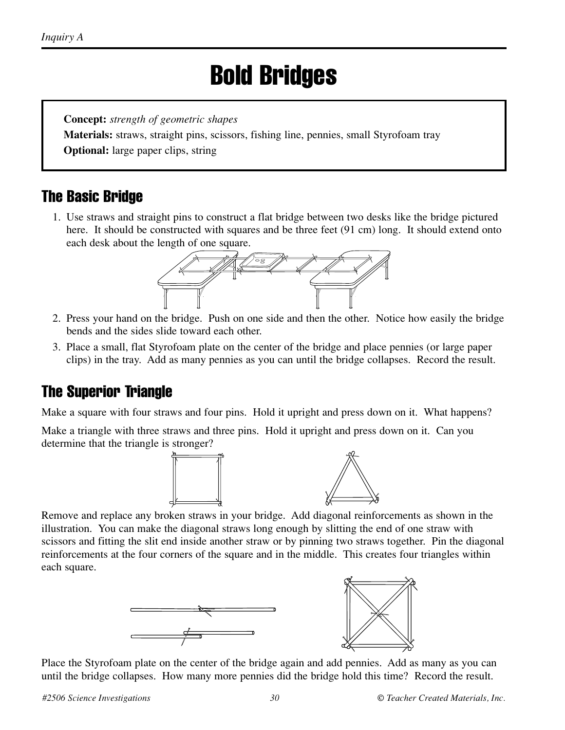# Bold Bridges

**Concept:** *strength of geometric shapes*
**Materials:** straws, straight pins, scissors, fishing line, pennies, small Styrofoam tray
**Optional:** large paper clips, string

## The Basic Bridge

1. Use straws and straight pins to construct a flat bridge between two desks like the bridge pictured here. It should be constructed with squares and be three feet (91 cm) long. It should extend onto each desk about the length of one square.
2. Press your hand on the bridge. Push on one side and then the other. Notice how easily the bridge bends and the sides slide toward each other.
3. Place a small, flat Styrofoam plate on the center of the bridge and place pennies (or large paper clips) in the tray. Add as many pennies as you can until the bridge collapses. Record the result.

## The Superior Triangle

Make a square with four straws and four pins. Hold it upright and press down on it. What happens?

Make a triangle with three straws and three pins. Hold it upright and press down on it. Can you determine that the triangle is stronger?

Remove and replace any broken straws in your bridge. Add diagonal reinforcements as shown in the illustration. You can make the diagonal straws long enough by slitting the end of one straw with scissors and fitting the slit end inside another straw or by pinning two straws together. Pin the diagonal reinforcements at the four corners of the square and in the middle. This creates four triangles within each square.

Place the Styrofoam plate on the center of the bridge again and add pennies. Add as many as you can until the bridge collapses. How many more pennies did the bridge hold this time? Record the result.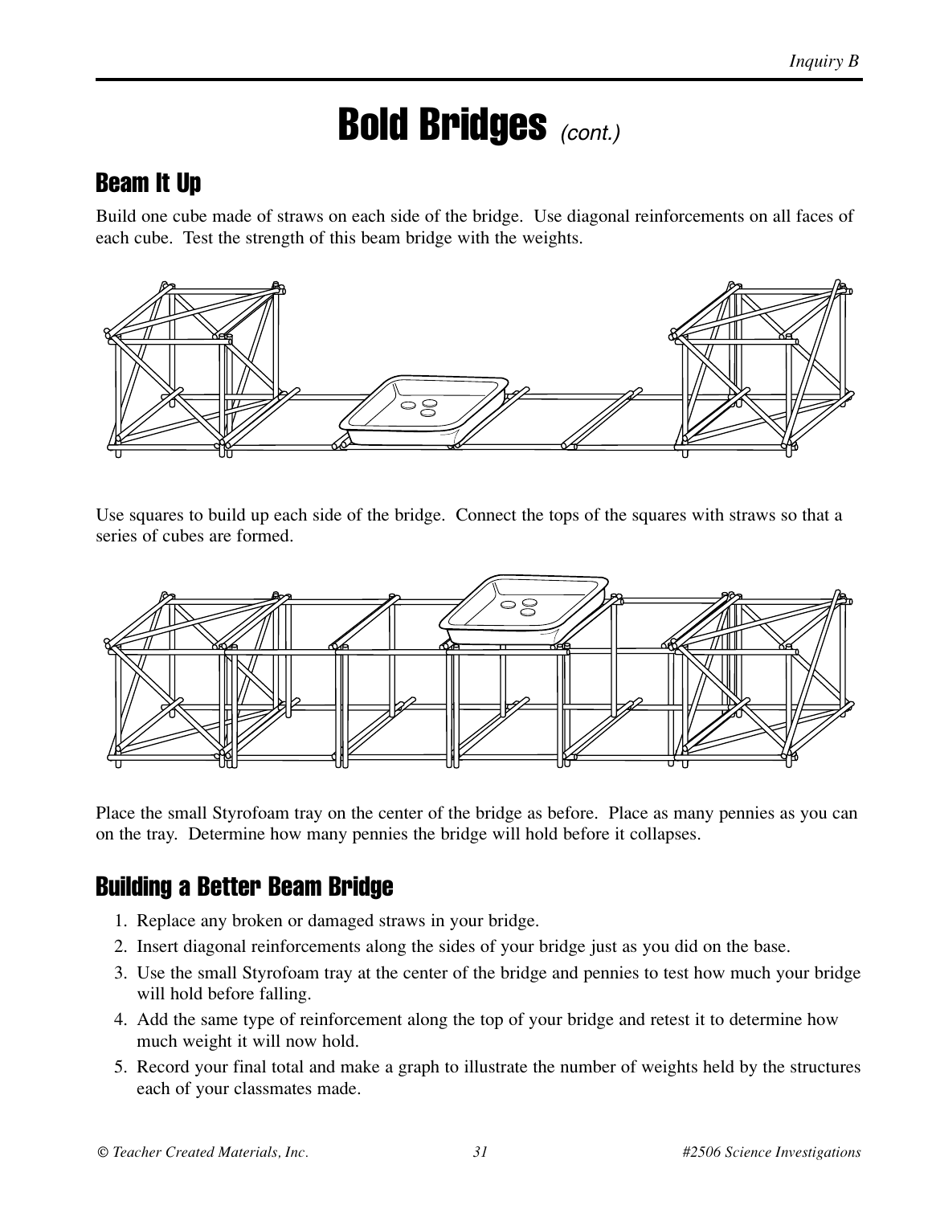# Bold Bridges *(cont.)*

## Beam It Up

Build one cube made of straws on each side of the bridge. Use diagonal reinforcements on all faces of each cube. Test the strength of this beam bridge with the weights.

Use squares to build up each side of the bridge. Connect the tops of the squares with straws so that a series of cubes are formed.

Place the small Styrofoam tray on the center of the bridge as before. Place as many pennies as you can on the tray. Determine how many pennies the bridge will hold before it collapses.

## Building a Better Beam Bridge

1. Replace any broken or damaged straws in your bridge.
2. Insert diagonal reinforcements along the sides of your bridge just as you did on the base.
3. Use the small Styrofoam tray at the center of the bridge and pennies to test how much your bridge will hold before falling.
4. Add the same type of reinforcement along the top of your bridge and retest it to determine how much weight it will now hold.
5. Record your final total and make a graph to illustrate the number of weights held by the structures each of your classmates made.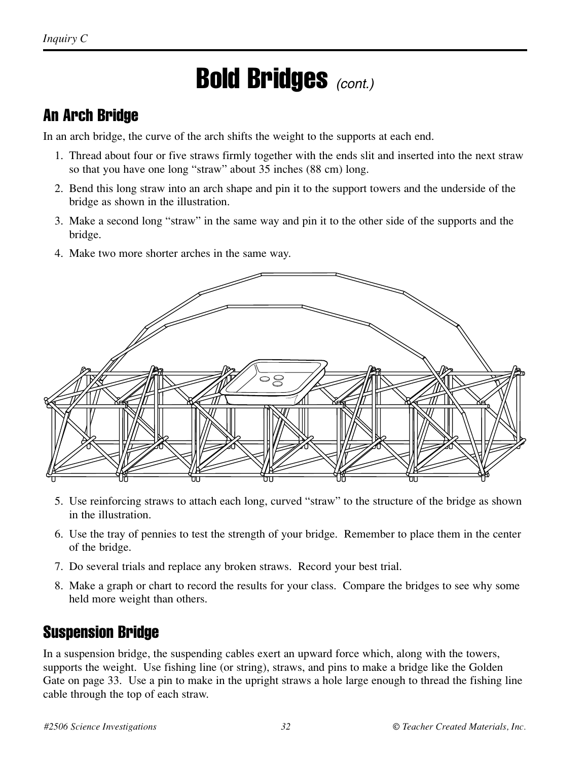# Bold Bridges *(cont.)*

## An Arch Bridge

In an arch bridge, the curve of the arch shifts the weight to the supports at each end.

1. Thread about four or five straws firmly together with the ends slit and inserted into the next straw so that you have one long "straw" about 35 inches (88 cm) long.
2. Bend this long straw into an arch shape and pin it to the support towers and the underside of the bridge as shown in the illustration.
3. Make a second long "straw" in the same way and pin it to the other side of the supports and the bridge.
4. Make two more shorter arches in the same way.
5. Use reinforcing straws to attach each long, curved "straw" to the structure of the bridge as shown in the illustration.
6. Use the tray of pennies to test the strength of your bridge. Remember to place them in the center of the bridge.
7. Do several trials and replace any broken straws. Record your best trial.
8. Make a graph or chart to record the results for your class. Compare the bridges to see why some held more weight than others.

## Suspension Bridge

In a suspension bridge, the suspending cables exert an upward force which, along with the towers, supports the weight. Use fishing line (or string), straws, and pins to make a bridge like the Golden Gate on page 33. Use a pin to make in the upright straws a hole large enough to thread the fishing line cable through the top of each straw.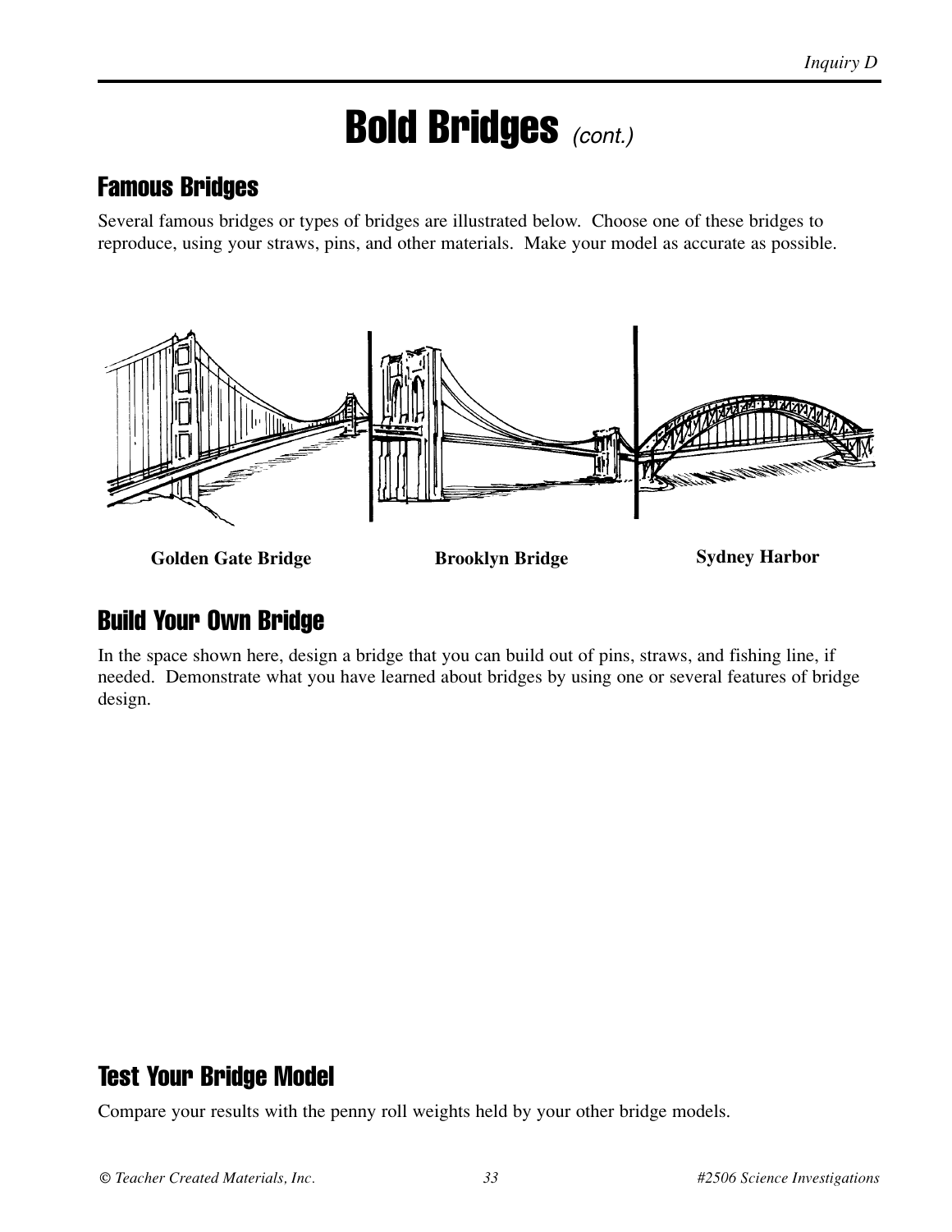# Bold Bridges *(cont.)*

## Famous Bridges

Several famous bridges or types of bridges are illustrated below. Choose one of these bridges to reproduce, using your straws, pins, and other materials. Make your model as accurate as possible.

**Golden Gate Bridge** **Brooklyn Bridge** **Sydney Harbor**

## Build Your Own Bridge

In the space shown here, design a bridge that you can build out of pins, straws, and fishing line, if needed. Demonstrate what you have learned about bridges by using one or several features of bridge design.

## Test Your Bridge Model

Compare your results with the penny roll weights held by your other bridge models.